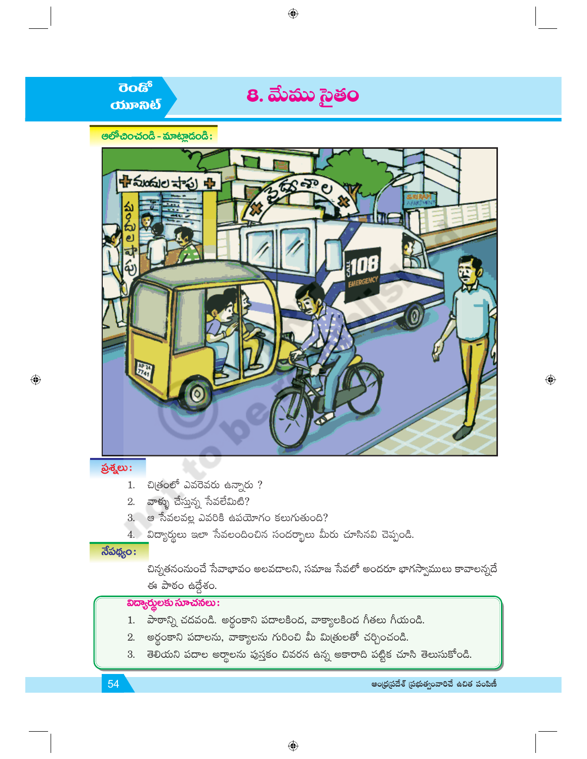రెండో యూనిట్

# 8. మేము సైతం

**ఆలోచించండి - మాట్లాడండి :**

**ప్రశ్నలు :**

1. చిత్రంలో ఎవరెవరు ఉన్నారు ?
2. వాళ్ళు చేస్తున్న సేవలేమిటి?
3. ఆ సేవలవల్ల ఎవరికి ఉపయోగం కలుగుతుంది?
4. విద్యార్థులు ఇలా సేవలందించిన సందర్భాలు మీరు చూసినవి చెప్పండి.

**నేపథ్యం :**

చిన్నతనంనుంచే సేవాభావం అలవడాలని, సమాజ సేవలో అందరూ భాగస్వాములు కావాలన్నదే ఈ పాఠం ఉద్దేశం.

**విద్యార్థులకు సూచనలు :**

1. పాఠాన్ని చదవండి. అర్థంకాని పదాలకింద, వాక్యాలకింద గీతలు గీయండి.
2. అర్థంకాని పదాలను, వాక్యాలను గురించి మీ మిత్రులతో చర్చించండి.
3. తెలియని పదాల అర్థాలను పుస్తకం చివరన ఉన్న అకారాది పట్టిక చూసి తెలుసుకోండి.

ఆంధ్రప్రదేశ్ ప్రభుత్వంవారిచే ఉచిత పంపిణీ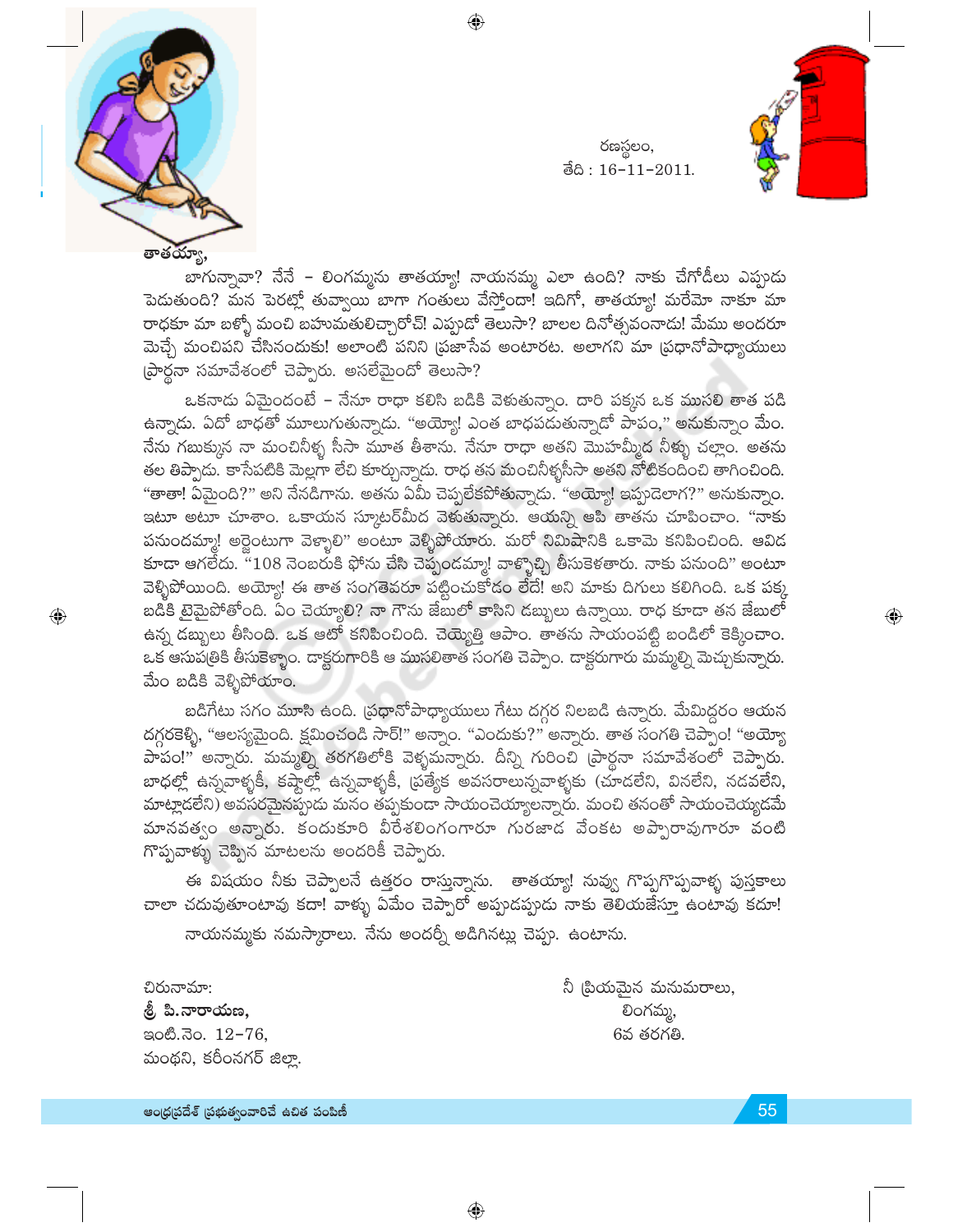రణస్థలం,
తేది : 16-11-2011.

తాతయ్యా,

బాగున్నావా? నేనే - లింగమ్మను తాతయ్యా! నాయనమ్మ ఎలా ఉంది? నాకు చేగోడీలు ఎప్పుడు పెడుతుంది? మన పెరట్లో తువ్వాయి బాగా గంతులు వేస్తోందా! ఇదిగో, తాతయ్యా! మరేమో నాకూ మా రాధకూ మా బళ్ళో మంచి బహుమతులిచ్చారోచ్! ఎప్పుడో తెలుసా? బాలల దినోత్సవంనాడు! మేము అందరూ మెచ్చే మంచిపని చేసినందుకు! అలాంటి పనిని ప్రజాసేవ అంటారట. అలాగని మా ప్రధానోపాధ్యాయులు ప్రార్థనా సమావేశంలో చెప్పారు. అసలేమైందో తెలుసా?

ఒకనాడు ఏమైందంటే - నేనూ రాధా కలిసి బడికి వెళుతున్నాం. దారి పక్కన ఒక ముసలి తాత పడి ఉన్నాడు. ఏదో బాధతో మూలుగుతున్నాడు. "అయ్యో! ఎంత బాధపడుతున్నాడో పాపం," అనుకున్నాం మేం. నేను గబుక్కున నా మంచినీళ్ళ సీసా మూత తీశాను. నేనూ రాధా అతని మొహమ్మీద నీళ్ళు చల్లాం. అతను తల తిప్పాడు. కాసేపటికి మెల్లగా లేచి కూర్చున్నాడు. రాధ తన మంచినీళ్ళసీసా అతని నోటికందించి తాగించింది. "తాతా! ఏమైంది?" అని నేనడిగాను. అతను ఏమీ చెప్పలేకపోతున్నాడు. "అయ్యో! ఇప్పుడెలాగ?" అనుకున్నాం. ఇటూ అటూ చూశాం. ఒకాయన స్కూటర్‌మీద వెళుతున్నారు. ఆయన్ని ఆపి తాతను చూపించాం. "నాకు పనుందమ్మా! అర్జెంటుగా వెళ్ళాలి" అంటూ వెళ్ళిపోయారు. మరో నిమిషానికి ఒకామె కనిపించింది. ఆవిడ కూడా ఆగలేదు. "108 నెంబరుకి ఫోను చేసి చెప్పండమ్మా! వాళ్ళొచ్చి తీసుకెళతారు. నాకు పనుంది" అంటూ వెళ్ళిపోయింది. అయ్యో! ఈ తాత సంగతెవరూ పట్టించుకోడం లేదే! అని మాకు దిగులు కలిగింది. ఒక పక్క బడికి టైమైపోతోంది. ఏం చెయ్యాలి? నా గౌను జేబులో కాసిని డబ్బులు ఉన్నాయి. రాధ కూడా తన జేబులో ఉన్న డబ్బులు తీసింది. ఒక ఆటో కనిపించింది. చెయ్యెత్తి ఆపాం. తాతను సాయంపట్టి బండిలో కెక్కించాం. ఒక ఆసుపత్రికి తీసుకెళ్ళాం. డాక్టరుగారికి ఆ ముసలితాత సంగతి చెప్పాం. డాక్టరుగారు మమ్మల్ని మెచ్చుకున్నారు. మేం బడికి వెళ్ళిపోయాం.

బడిగేటు సగం మూసి ఉంది. ప్రధానోపాధ్యాయులు గేటు దగ్గర నిలబడి ఉన్నారు. మేమిద్దరం ఆయన దగ్గరకెళ్ళి, "ఆలస్యమైంది. క్షమించండి సార్!" అన్నాం. "ఎందుకు?" అన్నారు. తాత సంగతి చెప్పాం! "అయ్యో పాపం!" అన్నారు. మమ్మల్ని తరగతిలోకి వెళ్ళమన్నారు. దీన్ని గురించి ప్రార్థనా సమావేశంలో చెప్పారు. బాధల్లో ఉన్నవాళ్ళకీ, కష్టాల్లో ఉన్నవాళ్ళకీ, ప్రత్యేక అవసరాలున్నవాళ్ళకు (చూడలేని, వినలేని, నడవలేని, మాట్లాడలేని) అవసరమైనప్పుడు మనం తప్పకుండా సాయంచెయ్యాలన్నారు. మంచి తనంతో సాయంచెయ్యడమే మానవత్వం అన్నారు. కందుకూరి వీరేశలింగంగారూ గురజాడ వేంకట అప్పారావుగారూ వంటి గొప్పవాళ్ళు చెప్పిన మాటలను అందరికీ చెప్పారు.

ఈ విషయం నీకు చెప్పాలనే ఉత్తరం రాస్తున్నాను. తాతయ్యా! నువ్వు గొప్పగొప్పవాళ్ళ పుస్తకాలు చాలా చదువుతూంటావు కదా! వాళ్ళు ఏమేం చెప్పారో అప్పుడప్పుడు నాకు తెలియజేస్తూ ఉంటావు కదూ!

నాయనమ్మకు నమస్కారాలు. నేను అందర్నీ అడిగినట్లు చెప్పు. ఉంటాను.

నీ ప్రియమైన మనుమరాలు,
లింగమ్మ,
6వ తరగతి.

చిరునామా:
**శ్రీ పి.నారాయణ,**
ఇంటి.నెం. 12-76,
మంథని, కరీంనగర్ జిల్లా.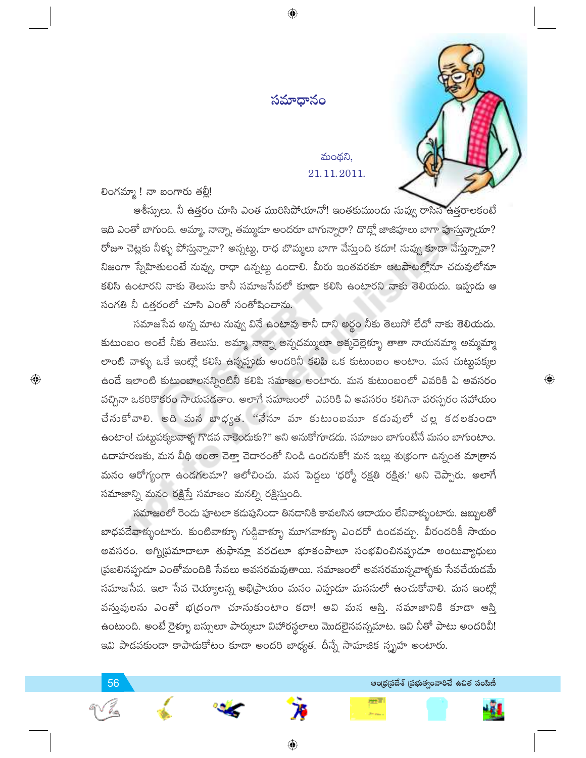# సమాధానం

మంథని,
21.11.2011.

లింగమ్మా ! నా బంగారు తల్లీ!

ఆశీస్సులు. నీ ఉత్తరం చూసి ఎంత మురిసిపోయానో! ఇంతకుముందు నువ్వు రాసిన ఉత్తరాలకంటే ఇది ఎంతో బాగుంది. అమ్మా, నాన్నా, తమ్ముడూ అందరూ బాగున్నారా? దొడ్లో జాజిపూలు బాగా పూస్తున్నాయా? రోజూ చెట్లకు నీళ్ళు పోస్తున్నావా? అన్నట్టు, రాధ బొమ్మలు బాగా వేస్తుంది కదూ! నువ్వు కూడా వేస్తున్నావా? నిజంగా స్నేహితులంటే నువ్వు, రాధా ఉన్నట్టు ఉండాలి. మీరు ఇంతవరకూ ఆటపాటల్లోనూ చదువులోనూ కలిసి ఉంటారని నాకు తెలుసు కానీ సమాజసేవలో కూడా కలిసి ఉంటారని నాకు తెలియదు. ఇప్పుడు ఆ సంగతి నీ ఉత్తరంలో చూసి ఎంతో సంతోషించాను.

సమాజసేవ అన్న మాట నువ్వు వినే ఉంటావు కానీ దాని అర్థం నీకు తెలుసో లేదో నాకు తెలియదు. కుటుంబం అంటే నీకు తెలుసు. అమ్మా నాన్నా అన్నదమ్ములూ అక్కచెల్లెళ్ళూ తాతా నాయనమ్మా అమ్మమ్మా లాంటి వాళ్ళు ఒకే ఇంట్లో కలిసి ఉన్నప్పుడు అందరినీ కలిపి ఒక కుటుంబం అంటాం. మన చుట్టుపక్కల ఉండే ఇలాంటి కుటుంబాలనన్నింటినీ కలిపి సమాజం అంటారు. మన కుటుంబంలో ఎవరికి ఏ అవసరం వచ్చినా ఒకరికొకరం సాయపడతాం. అలాగే సమాజంలో ఎవరికి ఏ అవసరం కలిగినా పరస్పరం సహాయం చేసుకోవాలి. అది మన బాధ్యత. "నేనూ మా కుటుంబమూ కడుపులో చల్ల కదలకుండా ఉంటాం! చుట్టుపక్కలవాళ్ళ గొడవ నాకెందుకు?" అని అనుకోకూడదు. సమాజం బాగుంటేనే మనం బాగుంటాం. ఉదాహరణకు, మన వీధి అంతా చెత్తా చెదారంతో నిండి ఉందనుకో! మన ఇల్లు శుభ్రంగా ఉన్నంత మాత్రాన మనం ఆరోగ్యంగా ఉండగలమా? ఆలోచించు. మన పెద్దలు 'ధర్మో రక్షతి రక్షితః' అని చెప్పారు. అలాగే సమాజాన్ని మనం రక్షిస్తే సమాజం మనల్ని రక్షిస్తుంది.

సమాజంలో రెండు పూటలా కడుపునిండా తినడానికి కావలసిన ఆదాయం లేనివాళ్ళుంటారు. జబ్బులతో బాధపడేవాళ్ళుంటారు. కుంటివాళ్ళూ గుడ్డివాళ్ళూ మూగవాళ్ళూ ఎందరో ఉండవచ్చు. వీరందరికీ సాయం అవసరం. అగ్నిప్రమాదాలూ తుఫాన్లూ వరదలూ భూకంపాలూ సంభవించినప్పుడూ అంటువ్యాధులు ప్రబలినప్పుడూ ఎంతోమందికి సేవలు అవసరమవుతాయి. సమాజంలో అవసరమున్నవాళ్ళకు సేవచేయడమే సమాజసేవ. ఇలా సేవ చెయ్యాలన్న అభిప్రాయం మనం ఎప్పుడూ మనసులో ఉంచుకోవాలి. మన ఇంట్లో వస్తువులను ఎంతో భద్రంగా చూసుకుంటాం కదా! అవి మన ఆస్తి. సమాజానికి కూడా ఆస్తి ఉంటుంది. అంటే రైళ్ళూ బస్సులూ పార్కులూ విహారస్థలాలు మొదలైనవన్నమాట. ఇవి నీతో పాటు అందరివీ! ఇవి పాడవకుండా కాపాడుకోటం కూడా అందరి బాధ్యత. దీన్నే సామాజిక స్పృహ అంటారు.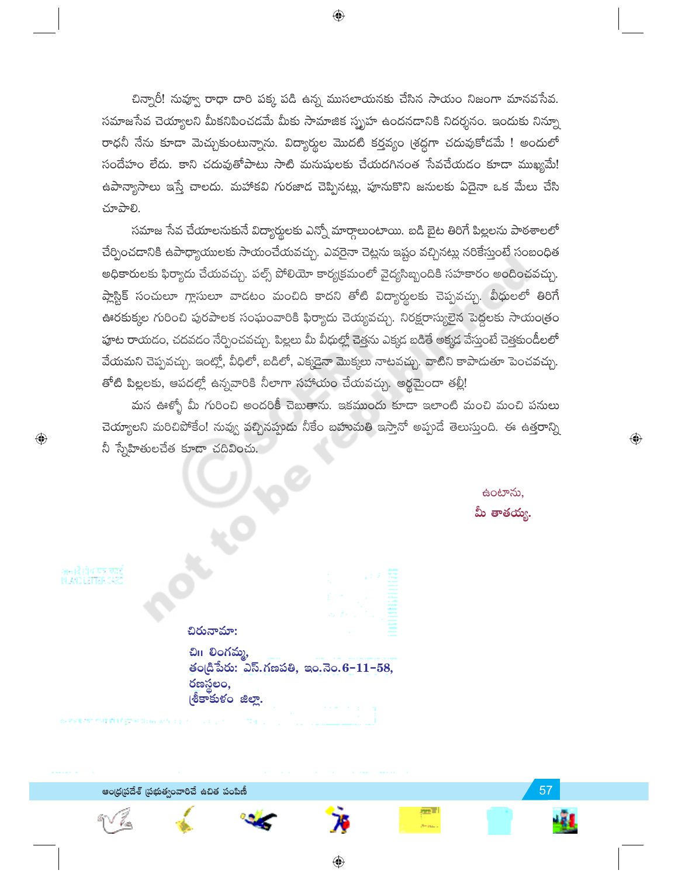చిన్నారీ! నువ్వూ రాధా దారి పక్క పడి ఉన్న ముసలాయనకు చేసిన సాయం నిజంగా మానవసేవ. సమాజసేవ చెయ్యాలని మీకనిపించడమే మీకు సామాజిక స్పృహ ఉందనడానికి నిదర్శనం. ఇందుకు నిన్నూ రాధనీ నేను కూడా మెచ్చుకుంటున్నాను. విద్యార్థుల మొదటి కర్తవ్యం శ్రద్ధగా చదువుకోడమే ! అందులో సందేహం లేదు. కాని చదువుతోపాటు సాటి మనుషులకు చేయదగినంత సేవచేయడం కూడా ముఖ్యమే! ఉపాన్యాసాలు ఇస్తే చాలదు. మహాకవి గురజాడ చెప్పినట్లు, పూనుకొని జనులకు ఏదైనా ఒక మేలు చేసి చూపాలి.

సమాజ సేవ చేయాలనుకునే విద్యార్థులకు ఎన్నో మార్గాలుంటాయి. బడి బైట తిరిగే పిల్లలను పాఠశాలలో చేర్పించడానికి ఉపాధ్యాయులకు సాయంచేయవచ్చు. ఎవరైనా చెట్లను ఇష్టం వచ్చినట్లు నరికేస్తుంటే సంబంధిత అధికారులకు ఫిర్యాదు చేయవచ్చు. పల్స్ పోలియో కార్యక్రమంలో వైద్యసిబ్బందికి సహకారం అందించవచ్చు. ప్లాస్టిక్ సంచులూ గ్లాసులూ వాడటం మంచిది కాదని తోటి విద్యార్థులకు చెప్పవచ్చు. వీధులలో తిరిగే ఊరకుక్కల గురించి పురపాలక సంఘంవారికి ఫిర్యాదు చెయ్యవచ్చు. నిరక్షరాస్యులైన పెద్దలకు సాయంత్రం పూట రాయడం, చదవడం నేర్పించవచ్చు. పిల్లలు మీ వీధుల్లో చెత్తను ఎక్కడ బడితే అక్కడ వేస్తుంటే చెత్తకుండీలలో వేయమని చెప్పవచ్చు. ఇంట్లో, వీధిలో, బడిలో, ఎక్కడైనా మొక్కలు నాటవచ్చు. వాటిని కాపాడుతూ పెంచవచ్చు. తోటి పిల్లలకు, ఆపదల్లో ఉన్నవారికి నీలాగా సహాయం చేయవచ్చు. అర్థమైందా తల్లీ!

మన ఊళ్ళో మీ గురించి అందరికీ చెబుతాను. ఇకముందు కూడా ఇలాంటి మంచి మంచి పనులు చెయ్యాలని మరిచిపోకేం! నువ్వు వచ్చినప్పుడు నీకేం బహుమతి ఇస్తానో అప్పుడే తెలుస్తుంది. ఈ ఉత్తరాన్ని నీ స్నేహితులచేత కూడా చదివించు.

ఉంటాను,
**మీ తాతయ్య.**

**చిరునామా:**

**చి॥ లింగమ్మ,**
**తండ్రి పేరు: ఎస్.గణపతి, ఇం.నెం.6-11-58,**
**రణస్థలం,**
**శ్రీకాకుళం జిల్లా.**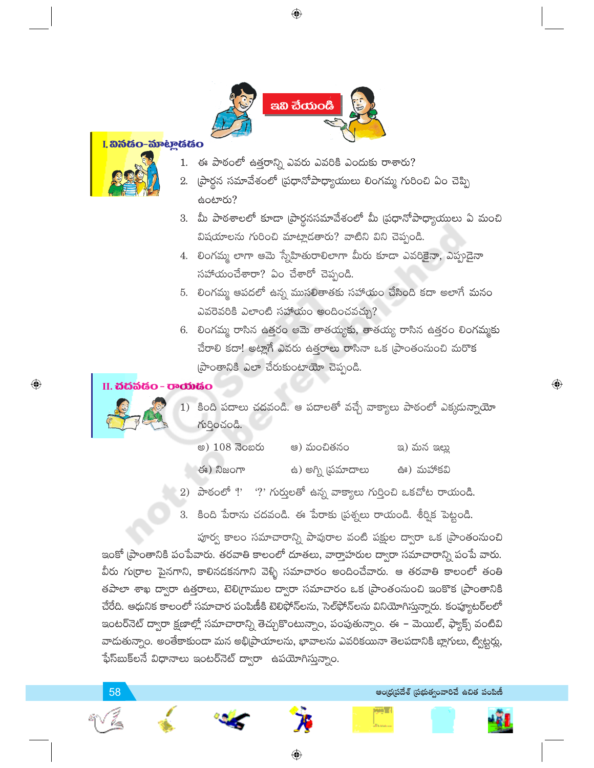## ఇవి చేయండి

### I. వినడం-మాట్లాడడం

1. ఈ పాఠంలో ఉత్తరాన్ని ఎవరు ఎవరికి ఎందుకు రాశారు?
2. ప్రార్థన సమావేశంలో ప్రధానోపాధ్యాయులు లింగమ్మ గురించి ఏం చెప్పి ఉంటారు?
3. మీ పాఠశాలలో కూడా ప్రార్థనసమావేశంలో మీ ప్రధానోపాధ్యాయులు ఏ మంచి విషయాలను గురించి మాట్లాడతారు? వాటిని విని చెప్పండి.
4. లింగమ్మ లాగా ఆమె స్నేహితురాలిలాగా మీరు కూడా ఎవరికైనా, ఎప్పుడైనా సహాయంచేశారా? ఏం చేశారో చెప్పండి.
5. లింగమ్మ ఆపదలో ఉన్న ముసలితాతకు సహాయం చేసింది కదా అలాగే మనం ఎవరెవరికి ఎలాంటి సహాయం అందించవచ్చు?
6. లింగమ్మ రాసిన ఉత్తరం ఆమె తాతయ్యకు, తాతయ్య రాసిన ఉత్తరం లింగమ్మకు చేరాలి కదా! అట్లాగే ఎవరు ఉత్తరాలు రాసినా ఒక ప్రాంతంనుంచి మరొక ప్రాంతానికి ఎలా చేరుకుంటాయో చెప్పండి.

### II. చదవడం - రాయడం

1) కింది పదాలు చదవండి. ఆ పదాలతో వచ్చే వాక్యాలు పాఠంలో ఎక్కడున్నాయో గుర్తించండి.

అ) 108 నెంబరు    ఆ) మంచితనం    ఇ) మన ఇల్లు

ఈ) నిజంగా    ఉ) అగ్ని ప్రమాదాలు    ఊ) మహాకవి

2) పాఠంలో '!' '?' గుర్తులతో ఉన్న వాక్యాలు గుర్తించి ఒకచోట రాయండి.

3. కింది పేరాను చదవండి. ఈ పేరాకు ప్రశ్నలు రాయండి. శీర్షిక పెట్టండి.

పూర్వ కాలం సమాచారాన్ని పావురాల వంటి పక్షుల ద్వారా ఒక ప్రాంతంనుంచి ఇంకో ప్రాంతానికి పంపేవారు. తరవాతి కాలంలో దూతలు, వార్తాహరుల ద్వారా సమాచారాన్ని పంపే వారు. వీరు గుర్రాల పైనగాని, కాలినడకనగాని వెళ్ళి సమాచారం అందించేవారు. ఆ తరవాతి కాలంలో తంతి తపాలా శాఖ ద్వారా ఉత్తరాలు, టెలిగ్రాముల ద్వారా సమాచారం ఒక ప్రాంతంనుంచి ఇంకొక ప్రాంతానికి చేరేది. ఆధునిక కాలంలో సమాచార పంపిణీకి టెలిఫోన్‌లను, సెల్‌ఫోన్‌లను వినియోగిస్తున్నారు. కంప్యూటర్‌లలో ఇంటర్‌నెట్ ద్వారా క్షణాల్లో సమాచారాన్ని తెచ్చుకొంటున్నాం, పంపుతున్నాం. ఈ - మెయిల్, ఫ్యాక్స్ వంటివి వాడుతున్నాం. అంతేకాకుండా మన అభిప్రాయాలను, భావాలను ఎవరికయినా తెలపడానికి బ్లాగులు, ట్విట్టర్లు, ఫేస్‌బుక్‌లనే విధానాలు ఇంటర్‌నెట్ ద్వారా ఉపయోగిస్తున్నాం.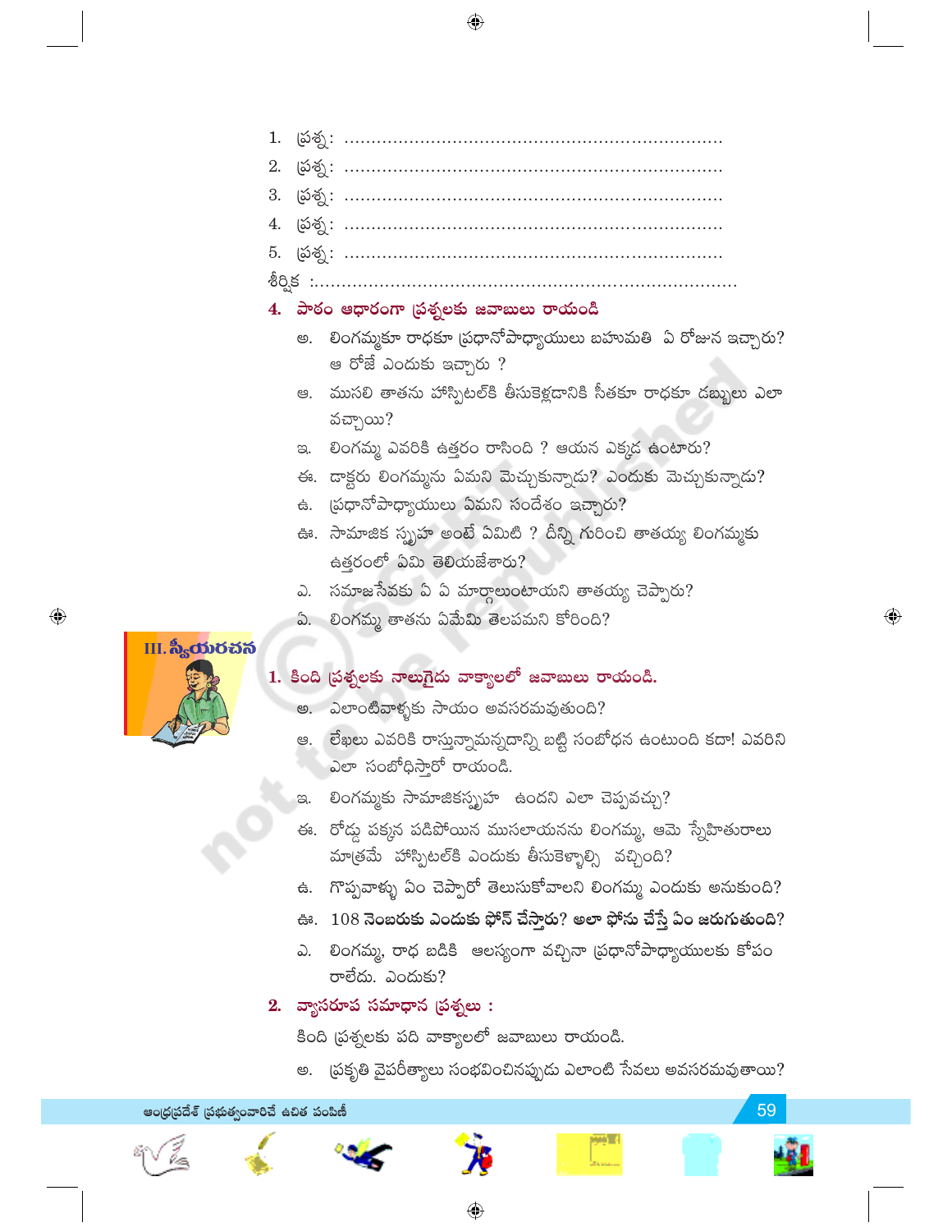1. ప్రశ్న: ......................................................................
2. ప్రశ్న: ......................................................................
3. ప్రశ్న: ......................................................................
4. ప్రశ్న: ......................................................................
5. ప్రశ్న: ......................................................................

శీర్షిక :..............................................................................

**4. పాఠం ఆధారంగా ప్రశ్నలకు జవాబులు రాయండి**

అ. లింగమ్మకూ రాధకూ ప్రధానోపాధ్యాయులు బహుమతి ఏ రోజున ఇచ్చారు? ఆ రోజే ఎందుకు ఇచ్చారు ?

ఆ. ముసలి తాతను హాస్పిటల్‌కి తీసుకెళ్లడానికి సీతకూ రాధకూ డబ్బులు ఎలా వచ్చాయి?

ఇ. లింగమ్మ ఎవరికి ఉత్తరం రాసింది ? ఆయన ఎక్కడ ఉంటారు?

ఈ. డాక్టరు లింగమ్మను ఏమని మెచ్చుకున్నాడు? ఎందుకు మెచ్చుకున్నాడు?

ఉ. ప్రధానోపాధ్యాయులు ఏమని సందేశం ఇచ్చారు?

ఊ. సామాజిక స్పృహ అంటే ఏమిటి ? దీన్ని గురించి తాతయ్య లింగమ్మకు ఉత్తరంలో ఏమి తెలియజేశారు?

ఎ. సమాజసేవకు ఏ ఏ మార్గాలుంటాయని తాతయ్య చెప్పారు?

ఏ. లింగమ్మ తాతను ఏమేమి తెలపమని కోరింది?

## III. స్వీయరచన

**1. కింది ప్రశ్నలకు నాలుగైదు వాక్యాలలో జవాబులు రాయండి.**

అ. ఎలాంటివాళ్ళకు సాయం అవసరమవుతుంది?

ఆ. లేఖలు ఎవరికి రాస్తున్నామన్నదాన్ని బట్టి సంబోధన ఉంటుంది కదా! ఎవరిని ఎలా సంబోధిస్తారో రాయండి.

ఇ. లింగమ్మకు సామాజికస్పృహ ఉందని ఎలా చెప్పవచ్చు?

ఈ. రోడ్డు పక్కన పడిపోయిన ముసలాయనను లింగమ్మ, ఆమె స్నేహితురాలు మాత్రమే హాస్పిటల్‌కి ఎందుకు తీసుకెళ్ళాల్సి వచ్చింది?

ఉ. గొప్పవాళ్ళు ఏం చెప్పారో తెలుసుకోవాలని లింగమ్మ ఎందుకు అనుకుంది?

ఊ. 108 నెంబరుకు ఎందుకు ఫోన్ చేస్తారు? అలా ఫోను చేస్తే ఏం జరుగుతుంది?

ఎ. లింగమ్మ, రాధ బడికి ఆలస్యంగా వచ్చినా ప్రధానోపాధ్యాయులకు కోపం రాలేదు. ఎందుకు?

**2. వ్యాసరూప సమాధాన ప్రశ్నలు :**

కింది ప్రశ్నలకు పది వాక్యాలలో జవాబులు రాయండి.

అ. ప్రకృతి వైపరీత్యాలు సంభవించినప్పుడు ఎలాంటి సేవలు అవసరమవుతాయి?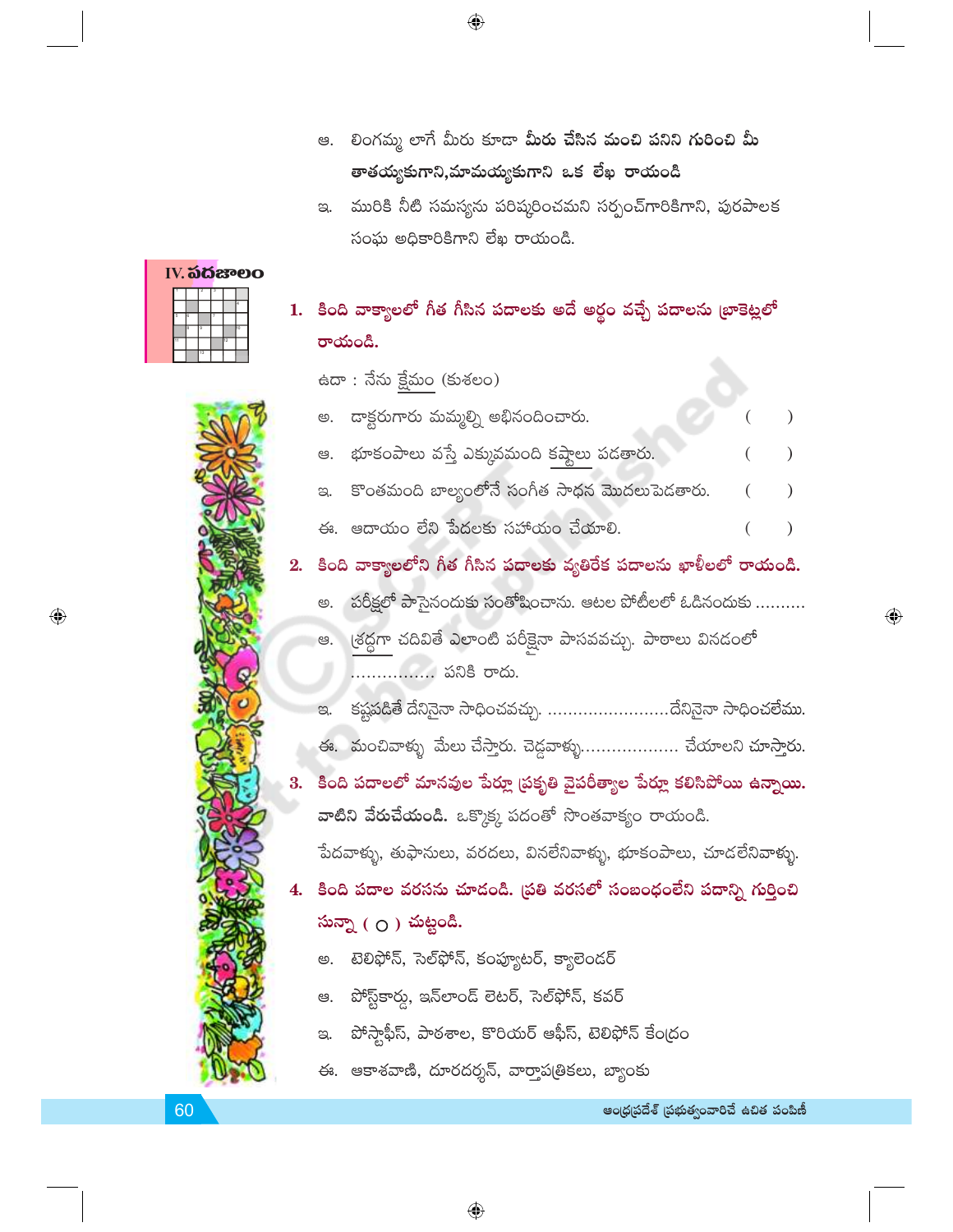ఆ. లింగమ్మ లాగే మీరు కూడా **మీరు చేసిన మంచి పనిని గురించి మీ తాతయ్యకుగాని,మామయ్యకుగాని ఒక లేఖ రాయండి**

ఇ. మురికి నీటి సమస్యను పరిష్కరించమని సర్పంచ్‌గారికిగాని, పురపాలక సంఘ అధికారికిగాని లేఖ రాయండి.

## IV. పదజాలం

**1. కింది వాక్యాలలో గీత గీసిన పదాలకు అదే అర్థం వచ్చే పదాలను బ్రాకెట్లలో రాయండి.**

ఉదా : నేను క్షేమం (కుశలం)

అ. డాక్టరుగారు మమ్మల్ని అభినందించారు. ( )

ఆ. భూకంపాలు వస్తే ఎక్కువమంది కష్టాలు పడతారు. ( )

ఇ. కొంతమంది బాల్యంలోనే సంగీత సాధన మొదలుపెడతారు. ( )

ఈ. ఆదాయం లేని పేదలకు సహాయం చేయాలి. ( )

**2. కింది వాక్యాలలోని గీత గీసిన పదాలకు వ్యతిరేక పదాలను ఖాళీలలో రాయండి.**

అ. పరీక్షలో పాసైనందుకు సంతోషించాను. ఆటల పోటీలలో ఓడినందుకు ..........

ఆ. శ్రద్ధగా చదివితే ఎలాంటి పరీక్షైనా పాసవవచ్చు. పాఠాలు వినడంలో ................ పనికి రాదు.

ఇ. కష్టపడితే దేనినైనా సాధించవచ్చు. ........................దేనినైనా సాధించలేము.

ఈ. మంచివాళ్ళు మేలు చేస్తారు. చెడ్డవాళ్ళు.................. చేయాలని చూస్తారు.

**3. కింది పదాలలో మానవుల పేర్లూ ప్రకృతి వైపరీత్యాల పేర్లూ కలిసిపోయి ఉన్నాయి. వాటిని వేరుచేయండి.** ఒక్కొక్క పదంతో సొంతవాక్యం రాయండి.

పేదవాళ్ళు, తుఫానులు, వరదలు, వినలేనివాళ్ళు, భూకంపాలు, చూడలేనివాళ్ళు.

**4. కింది పదాల వరసను చూడండి. ప్రతి వరసలో సంబంధంలేని పదాన్ని గుర్తించి సున్నా ( ○ ) చుట్టండి.**

అ. టెలిఫోన్, సెల్‌ఫోన్, కంప్యూటర్, క్యాలెండర్

ఆ. పోస్ట్‌కార్డు, ఇన్‌లాండ్ లెటర్, సెల్‌ఫోన్, కవర్

ఇ. పోస్టాఫీస్, పాఠశాల, కొరియర్ ఆఫీస్, టెలిఫోన్ కేంద్రం

ఈ. ఆకాశవాణి, దూరదర్శన్, వార్తాపత్రికలు, బ్యాంకు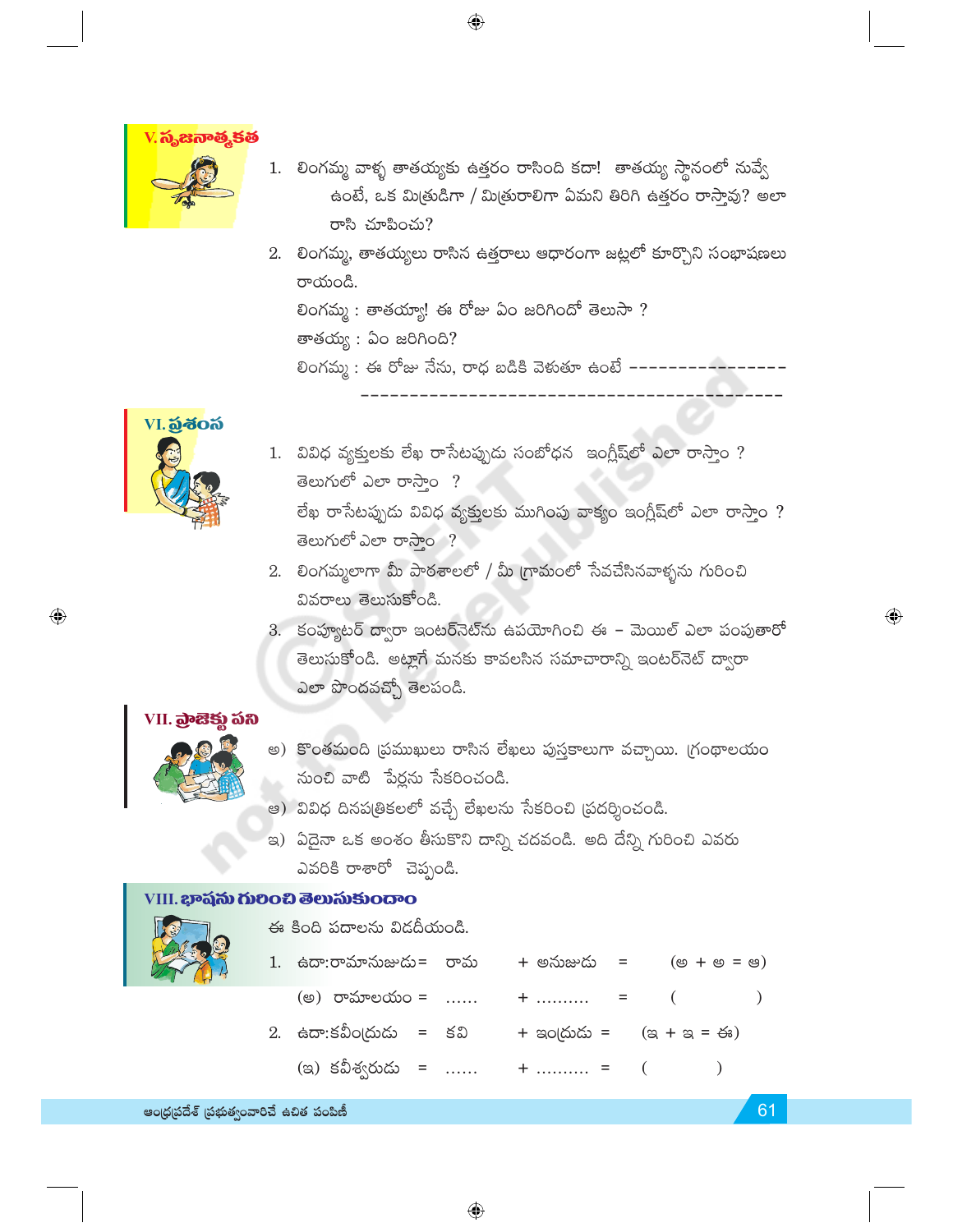## V. సృజనాత్మకత

1. లింగమ్మ వాళ్ళ తాతయ్యకు ఉత్తరం రాసింది కదా! తాతయ్య స్థానంలో నువ్వే ఉంటే, ఒక మిత్రుడిగా / మిత్రురాలిగా ఏమని తిరిగి ఉత్తరం రాస్తావు? అలా రాసి చూపించు?
2. లింగమ్మ, తాతయ్యలు రాసిన ఉత్తరాలు ఆధారంగా జట్లలో కూర్చొని సంభాషణలు రాయండి.

   లింగమ్మ : తాతయ్యా! ఈ రోజు ఏం జరిగిందో తెలుసా ?

   తాతయ్య : ఏం జరిగింది?

   లింగమ్మ : ఈ రోజు నేను, రాధ బడికి వెళుతూ ఉంటే ----------------
   ------------------------------------------

## VI. ప్రశంస

1. వివిధ వ్యక్తులకు లేఖ రాసేటప్పుడు సంబోధన ఇంగ్లీష్‌లో ఎలా రాస్తాం ? తెలుగులో ఎలా రాస్తాం ?
   లేఖ రాసేటప్పుడు వివిధ వ్యక్తులకు ముగింపు వాక్యం ఇంగ్లీష్‌లో ఎలా రాస్తాం ? తెలుగులో ఎలా రాస్తాం ?
2. లింగమ్మలాగా మీ పాఠశాలలో / మీ గ్రామంలో సేవచేసినవాళ్ళను గురించి వివరాలు తెలుసుకోండి.
3. కంప్యూటర్ ద్వారా ఇంటర్‌నెట్‌ను ఉపయోగించి ఈ - మెయిల్ ఎలా పంపుతారో తెలుసుకోండి. అట్లాగే మనకు కావలసిన సమాచారాన్ని ఇంటర్‌నెట్ ద్వారా ఎలా పొందవచ్చో తెలపండి.

## VII. ప్రాజెక్టు పని

అ) కొంతమంది ప్రముఖులు రాసిన లేఖలు పుస్తకాలుగా వచ్చాయి. గ్రంథాలయం నుంచి వాటి పేర్లను సేకరించండి.

ఆ) వివిధ దినపత్రికలలో వచ్చే లేఖలను సేకరించి ప్రదర్శించండి.

ఇ) ఏదైనా ఒక అంశం తీసుకొని దాన్ని చదవండి. అది దేన్ని గురించి ఎవరు ఎవరికి రాశారో చెప్పండి.

## VIII. భాషను గురించి తెలుసుకుందాం

ఈ కింది పదాలను విడదీయండి.

1. ఉదా:రామానుజుడు = రామ + అనుజుడు = (అ + అ = ఆ)

   (అ) రామాలయం = ...... + .......... = (          )

2. ఉదా:కవీంద్రుడు = కవి + ఇంద్రుడు = (ఇ + ఇ = ఈ)

   (ఇ) కవీశ్వరుడు = ...... + .......... = (          )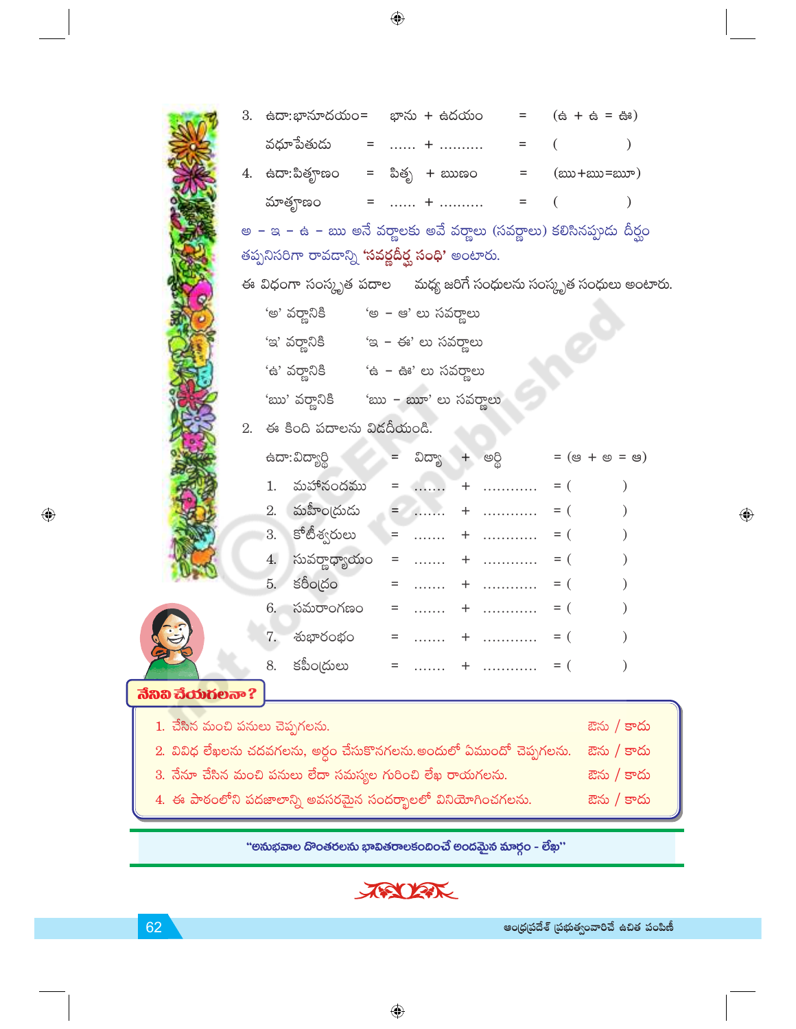3. ఉదా: భానూదయం = భాను + ఉదయం = (ఉ + ఉ = ఊ)

   వధూపేతుడు = ...... + .......... = (          )

4. ఉదా: పితౄణం = పితృ + ఋణం = (ఋ+ఋ=ౠ)

   మాతౄణం = ...... + .......... = (          )

అ - ఇ - ఉ - ఋ అనే వర్ణాలకు అవే వర్ణాలు (సవర్ణాలు) కలిసినప్పుడు దీర్ఘం తప్పనిసరిగా రావడాన్ని **'సవర్ణదీర్ఘ సంధి'** అంటారు.

ఈ విధంగా సంస్కృత పదాల మధ్య జరిగే సంధులను సంస్కృత సంధులు అంటారు.

| | |
|---|---|
| 'అ' వర్ణానికి | 'అ - ఆ' లు సవర్ణాలు |
| 'ఇ' వర్ణానికి | 'ఇ - ఈ' లు సవర్ణాలు |
| 'ఉ' వర్ణానికి | 'ఉ - ఊ' లు సవర్ణాలు |
| 'ఋ' వర్ణానికి | 'ఋ - ౠ' లు సవర్ణాలు |

2. ఈ కింది పదాలను విడదీయండి.

ఉదా: విద్యార్థి = విద్యా + అర్థి = (ఆ + అ = ఆ)

1. మహానందము = ....... + ............ = (          )
2. మహేంద్రుడు = ....... + ............ = (          )
3. కోటీశ్వరులు = ....... + ............ = (          )
4. సువర్ణాధ్యాయం = ....... + ............ = (          )
5. కరీంద్రం = ....... + ............ = (          )
6. సమరాంగణం = ....... + ............ = (          )
7. శుభారంభం = ....... + ............ = (          )
8. కపీంద్రులు = ....... + ............ = (          )

## నేనివి చేయగలనా?

| | |
|---|---|
| 1. చేసిన మంచి పనులు చెప్పగలను. | ఔను / కాదు |
| 2. వివిధ లేఖలను చదవగలను, అర్థం చేసుకొనగలను. అందులో ఏముందో చెప్పగలను. | ఔను / కాదు |
| 3. నేనూ చేసిన మంచి పనులు లేదా సమస్యల గురించి లేఖ రాయగలను. | ఔను / కాదు |
| 4. ఈ పాఠంలోని పదజాలాన్ని అవసరమైన సందర్భాలలో వినియోగించగలను. | ఔను / కాదు |

**"అనుభవాల దొంతరలను భావితరాలకందించే అందమైన మార్గం - లేఖ"**